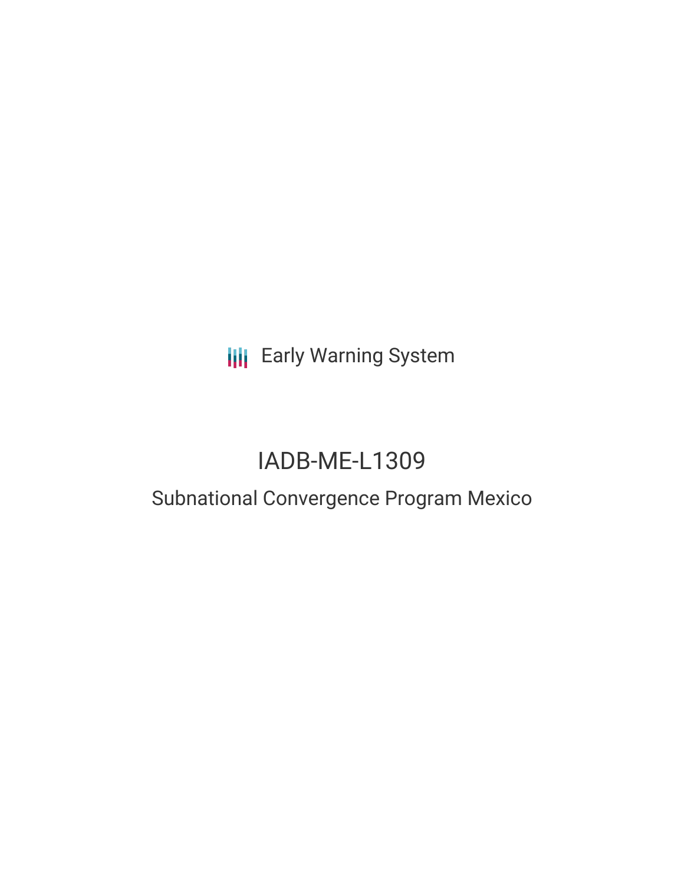Early Warning System

# IADB-ME-L1309

## Subnational Convergence Program Mexico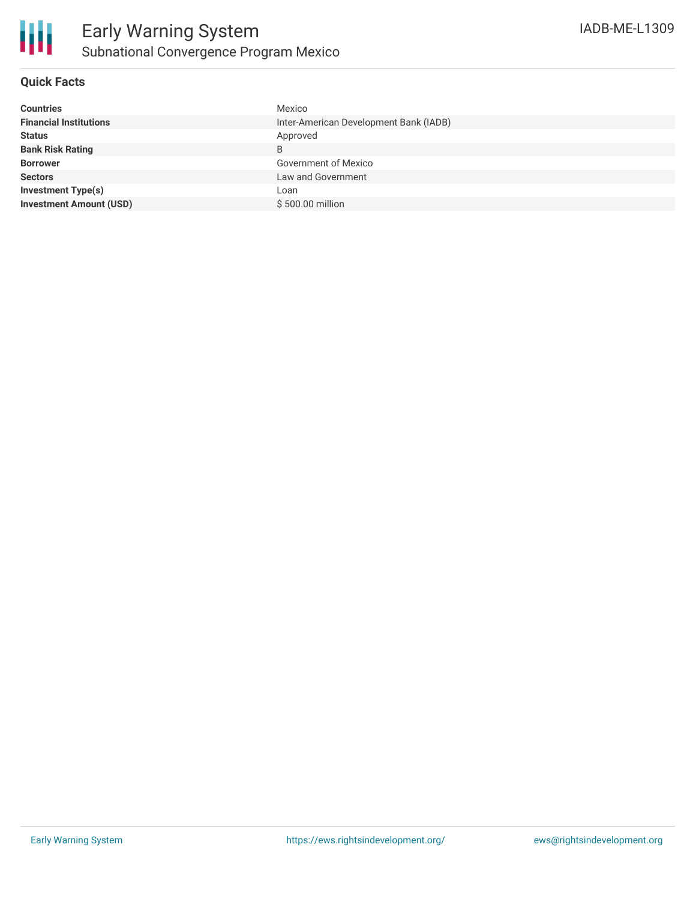# Early Warning System

## Subnational Convergence Program Mexico

IADB-ME-L1309

### Quick Facts

| | |
|---|---|
| **Countries** | Mexico |
| **Financial Institutions** | Inter-American Development Bank (IADB) |
| **Status** | Approved |
| **Bank Risk Rating** | B |
| **Borrower** | Government of Mexico |
| **Sectors** | Law and Government |
| **Investment Type(s)** | Loan |
| **Investment Amount (USD)** | $ 500.00 million |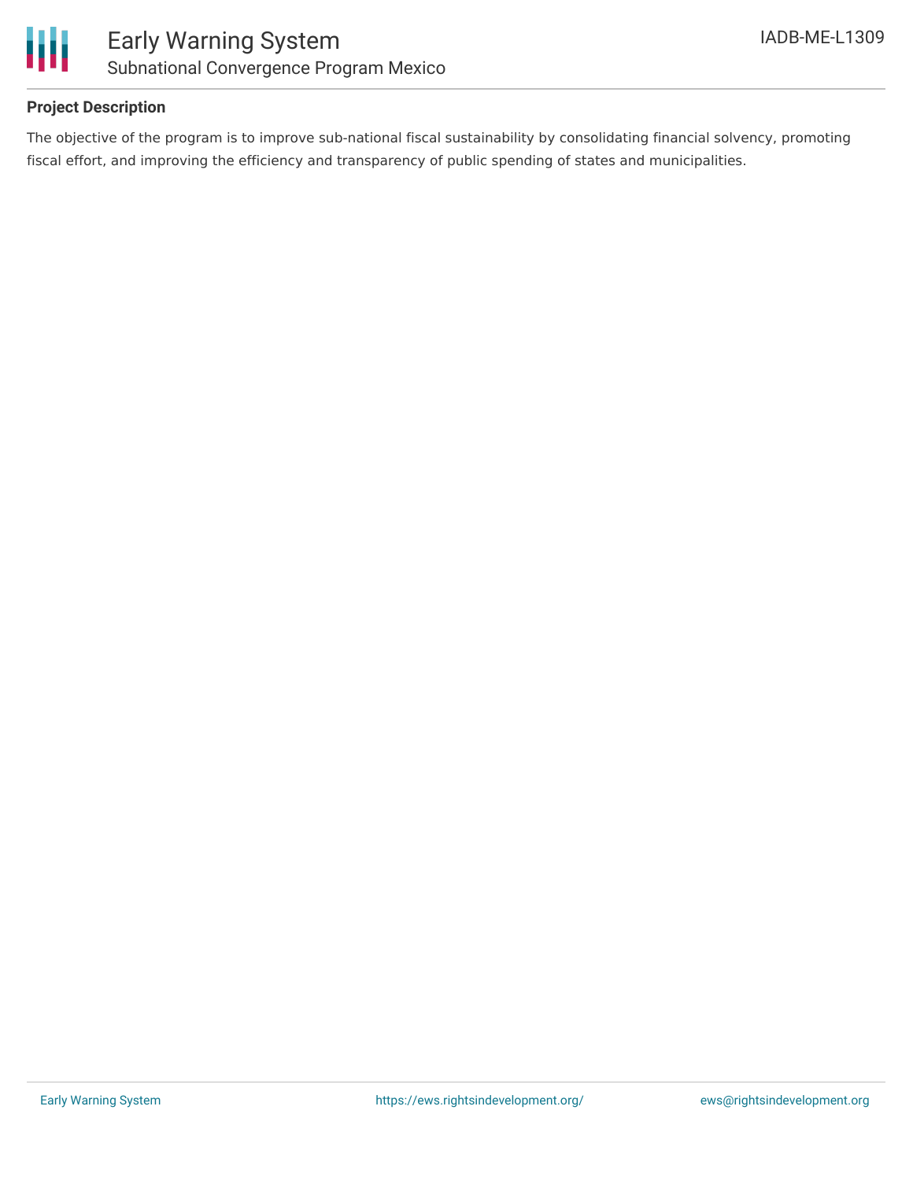### Project Description

The objective of the program is to improve sub-national fiscal sustainability by consolidating financial solvency, promoting fiscal effort, and improving the efficiency and transparency of public spending of states and municipalities.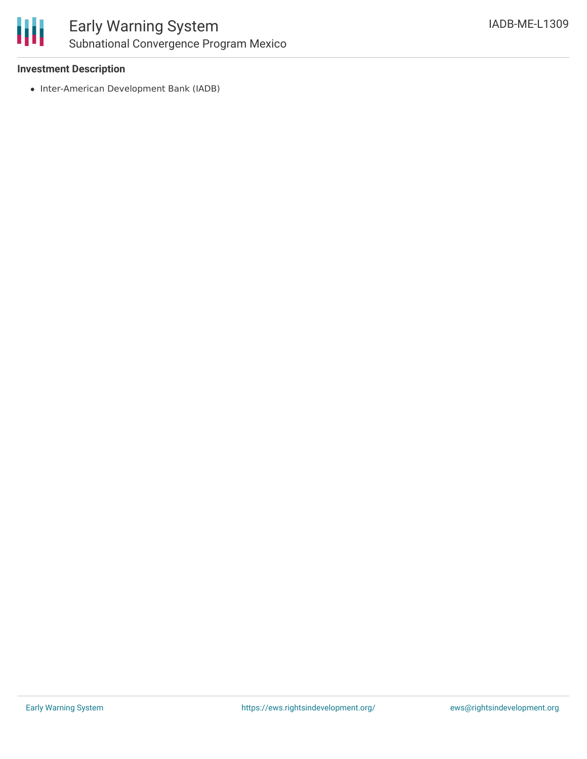**Investment Description**

- Inter-American Development Bank (IADB)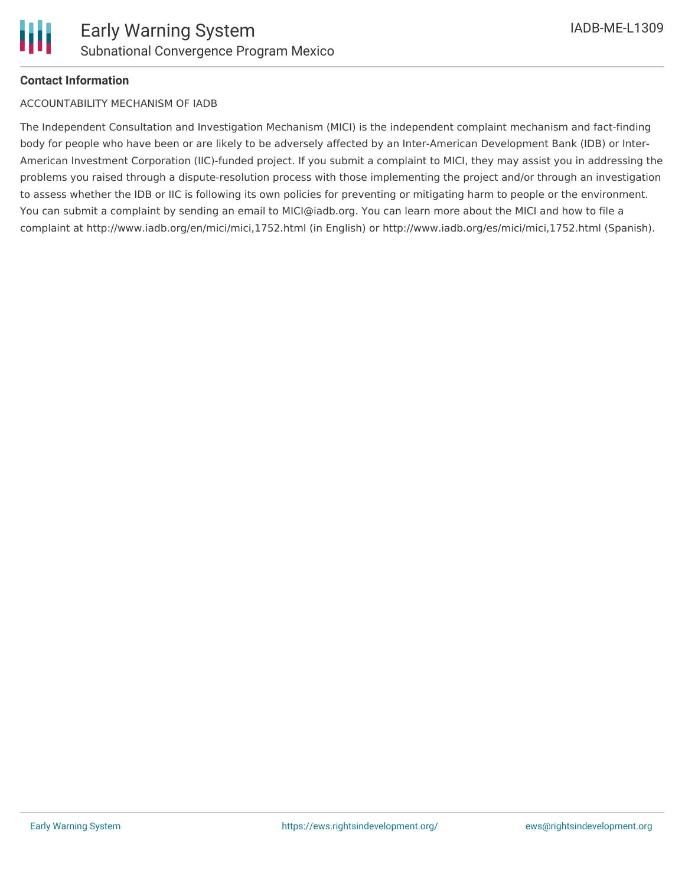**Contact Information**

ACCOUNTABILITY MECHANISM OF IADB

The Independent Consultation and Investigation Mechanism (MICI) is the independent complaint mechanism and fact-finding body for people who have been or are likely to be adversely affected by an Inter-American Development Bank (IDB) or Inter-American Investment Corporation (IIC)-funded project. If you submit a complaint to MICI, they may assist you in addressing the problems you raised through a dispute-resolution process with those implementing the project and/or through an investigation to assess whether the IDB or IIC is following its own policies for preventing or mitigating harm to people or the environment. You can submit a complaint by sending an email to MICI@iadb.org. You can learn more about the MICI and how to file a complaint at http://www.iadb.org/en/mici/mici,1752.html (in English) or http://www.iadb.org/es/mici/mici,1752.html (Spanish).